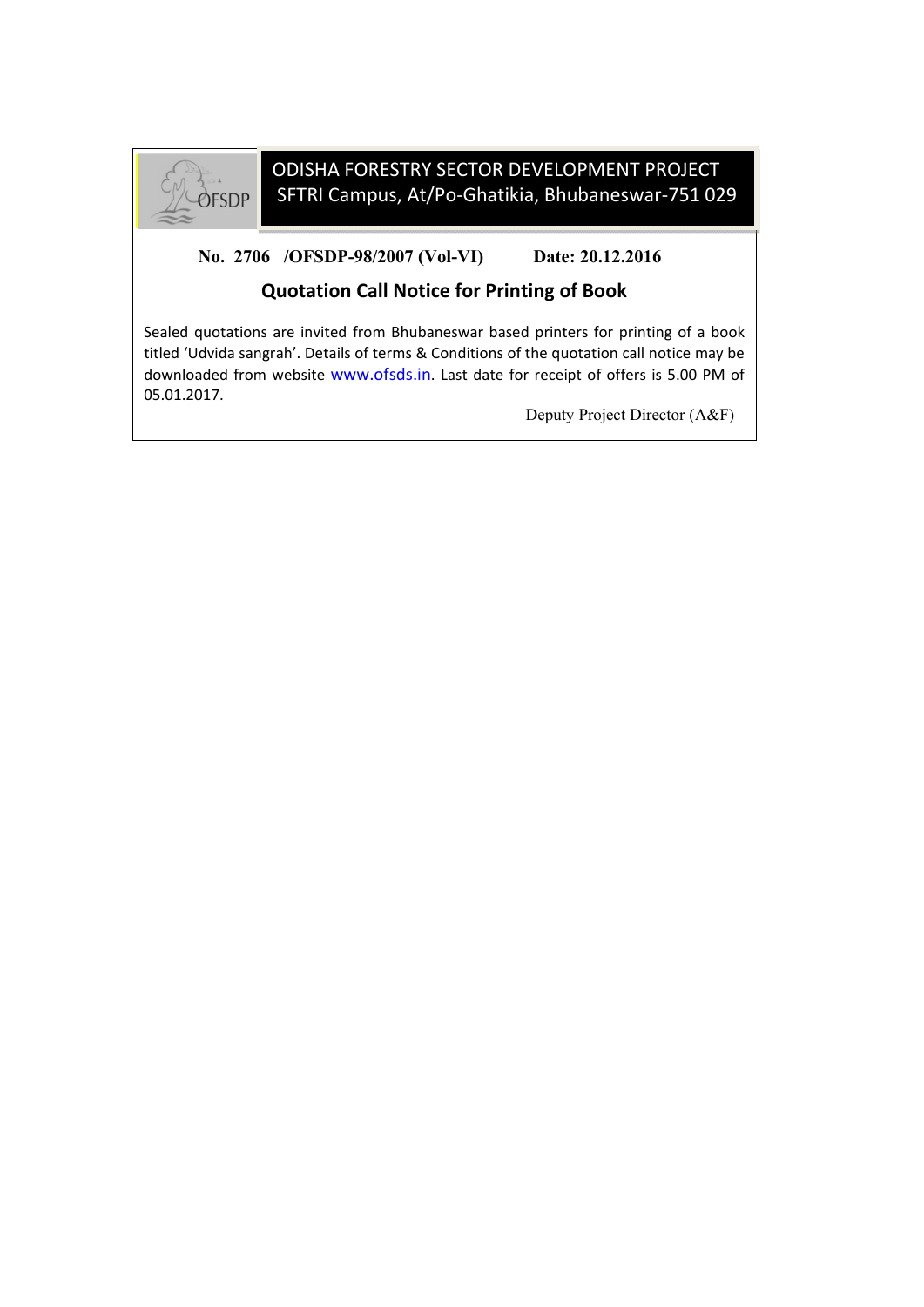OFSDP

# ODISHA FORESTRY SECTOR DEVELOPMENT PROJECT

SFTRI Campus, At/Po-Ghatikia, Bhubaneswar-751 029

**No. 2706 /OFSDP-98/2007 (Vol-VI) Date: 20.12.2016**

## Quotation Call Notice for Printing of Book

Sealed quotations are invited from Bhubaneswar based printers for printing of a book titled 'Udvida sangrah'. Details of terms & Conditions of the quotation call notice may be downloaded from website www.ofsds.in. Last date for receipt of offers is 5.00 PM of 05.01.2017.

Deputy Project Director (A&F)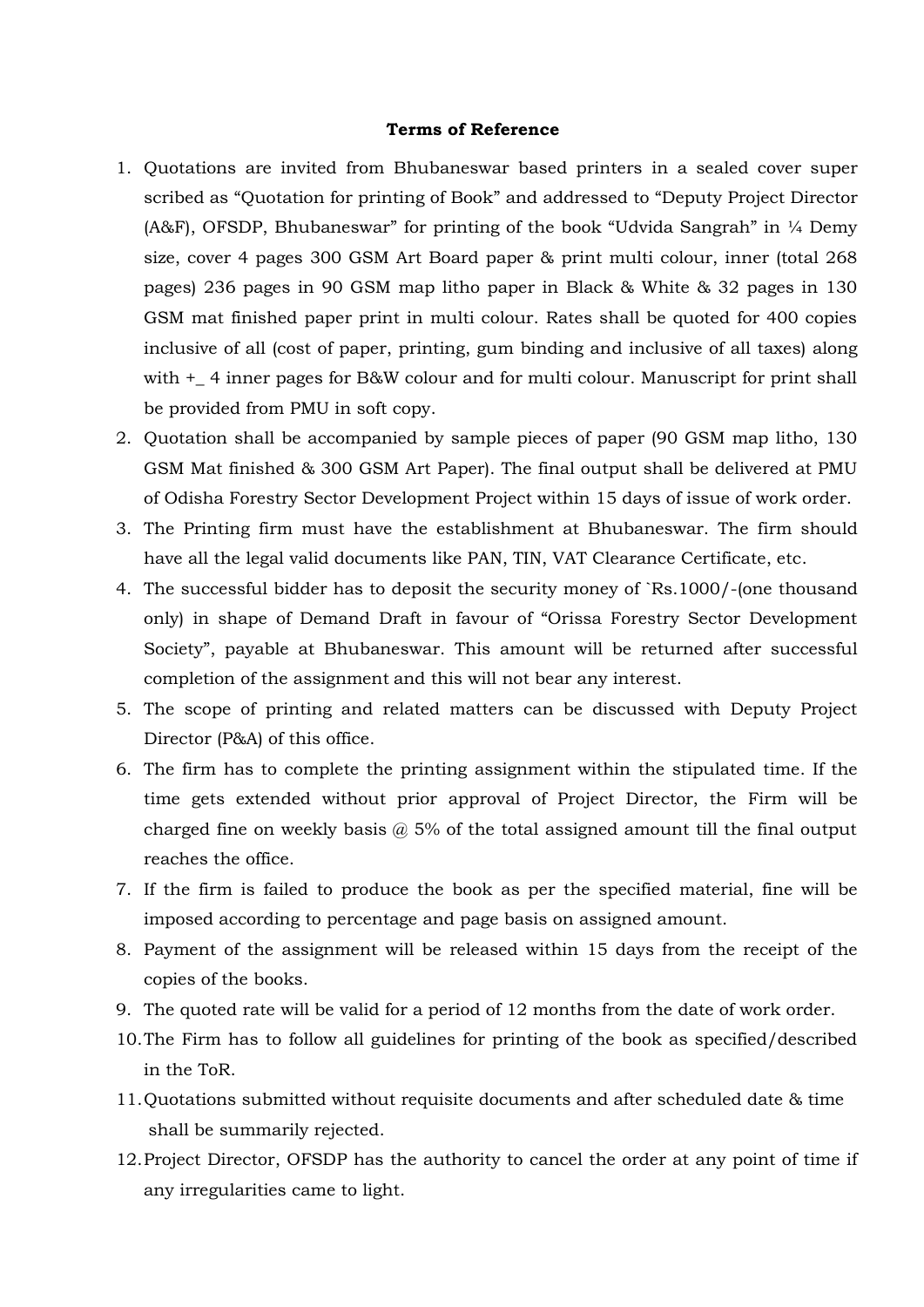**Terms of Reference**

1. Quotations are invited from Bhubaneswar based printers in a sealed cover super scribed as "Quotation for printing of Book" and addressed to "Deputy Project Director (A&F), OFSDP, Bhubaneswar" for printing of the book "Udvida Sangrah" in ¼ Demy size, cover 4 pages 300 GSM Art Board paper & print multi colour, inner (total 268 pages) 236 pages in 90 GSM map litho paper in Black & White & 32 pages in 130 GSM mat finished paper print in multi colour. Rates shall be quoted for 400 copies inclusive of all (cost of paper, printing, gum binding and inclusive of all taxes) along with +_ 4 inner pages for B&W colour and for multi colour. Manuscript for print shall be provided from PMU in soft copy.
2. Quotation shall be accompanied by sample pieces of paper (90 GSM map litho, 130 GSM Mat finished & 300 GSM Art Paper). The final output shall be delivered at PMU of Odisha Forestry Sector Development Project within 15 days of issue of work order.
3. The Printing firm must have the establishment at Bhubaneswar. The firm should have all the legal valid documents like PAN, TIN, VAT Clearance Certificate, etc.
4. The successful bidder has to deposit the security money of `Rs.1000/-(one thousand only) in shape of Demand Draft in favour of "Orissa Forestry Sector Development Society", payable at Bhubaneswar. This amount will be returned after successful completion of the assignment and this will not bear any interest.
5. The scope of printing and related matters can be discussed with Deputy Project Director (P&A) of this office.
6. The firm has to complete the printing assignment within the stipulated time. If the time gets extended without prior approval of Project Director, the Firm will be charged fine on weekly basis @ 5% of the total assigned amount till the final output reaches the office.
7. If the firm is failed to produce the book as per the specified material, fine will be imposed according to percentage and page basis on assigned amount.
8. Payment of the assignment will be released within 15 days from the receipt of the copies of the books.
9. The quoted rate will be valid for a period of 12 months from the date of work order.
10. The Firm has to follow all guidelines for printing of the book as specified/described in the ToR.
11. Quotations submitted without requisite documents and after scheduled date & time shall be summarily rejected.
12. Project Director, OFSDP has the authority to cancel the order at any point of time if any irregularities came to light.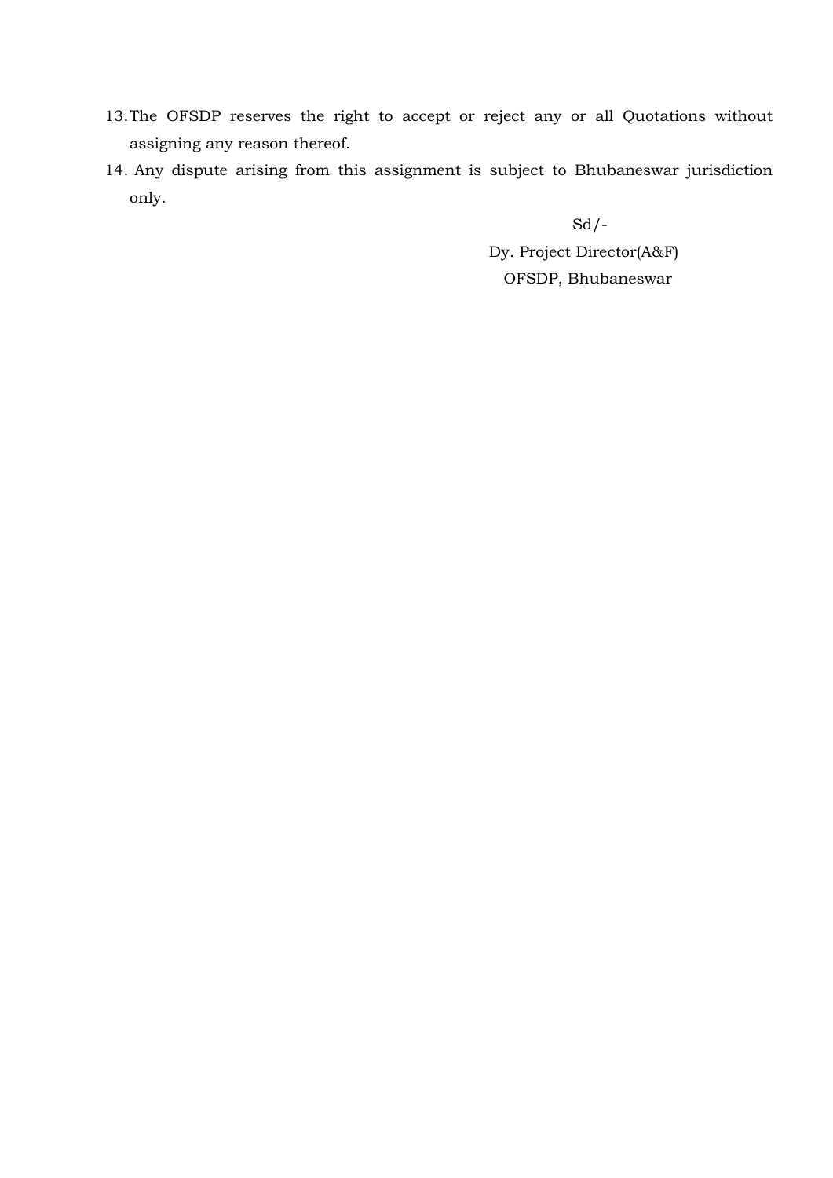13. The OFSDP reserves the right to accept or reject any or all Quotations without assigning any reason thereof.
14. Any dispute arising from this assignment is subject to Bhubaneswar jurisdiction only.

Sd/-

Dy. Project Director(A&F)

OFSDP, Bhubaneswar